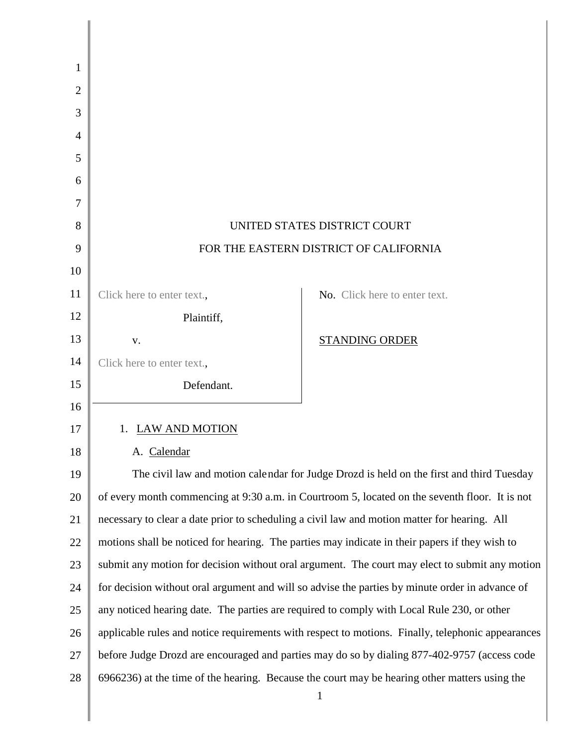UNITED STATES DISTRICT COURT

FOR THE EASTERN DISTRICT OF CALIFORNIA

| | |
|---|---|
| Click here to enter text., Plaintiff, v. Click here to enter text., Defendant. | No. Click here to enter text. STANDING ORDER |

1. LAW AND MOTION

A. Calendar

The civil law and motion calendar for Judge Drozd is held on the first and third Tuesday of every month commencing at 9:30 a.m. in Courtroom 5, located on the seventh floor. It is not necessary to clear a date prior to scheduling a civil law and motion matter for hearing. All motions shall be noticed for hearing. The parties may indicate in their papers if they wish to submit any motion for decision without oral argument. The court may elect to submit any motion for decision without oral argument and will so advise the parties by minute order in advance of any noticed hearing date. The parties are required to comply with Local Rule 230, or other applicable rules and notice requirements with respect to motions. Finally, telephonic appearances before Judge Drozd are encouraged and parties may do so by dialing 877-402-9757 (access code 6966236) at the time of the hearing. Because the court may be hearing other matters using the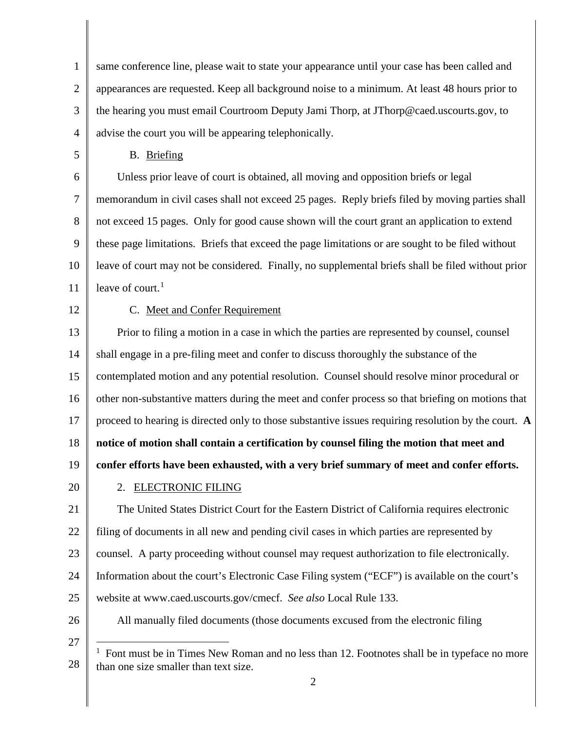same conference line, please wait to state your appearance until your case has been called and appearances are requested. Keep all background noise to a minimum. At least 48 hours prior to the hearing you must email Courtroom Deputy Jami Thorp, at JThorp@caed.uscourts.gov, to advise the court you will be appearing telephonically.

B. Briefing

Unless prior leave of court is obtained, all moving and opposition briefs or legal memorandum in civil cases shall not exceed 25 pages. Reply briefs filed by moving parties shall not exceed 15 pages. Only for good cause shown will the court grant an application to extend these page limitations. Briefs that exceed the page limitations or are sought to be filed without leave of court may not be considered. Finally, no supplemental briefs shall be filed without prior leave of court.[1]

C. Meet and Confer Requirement

Prior to filing a motion in a case in which the parties are represented by counsel, counsel shall engage in a pre-filing meet and confer to discuss thoroughly the substance of the contemplated motion and any potential resolution. Counsel should resolve minor procedural or other non-substantive matters during the meet and confer process so that briefing on motions that proceed to hearing is directed only to those substantive issues requiring resolution by the court. **A notice of motion shall contain a certification by counsel filing the motion that meet and confer efforts have been exhausted, with a very brief summary of meet and confer efforts.**

2. ELECTRONIC FILING

The United States District Court for the Eastern District of California requires electronic filing of documents in all new and pending civil cases in which parties are represented by counsel. A party proceeding without counsel may request authorization to file electronically. Information about the court's Electronic Case Filing system ("ECF") is available on the court's website at www.caed.uscourts.gov/cmecf. *See also* Local Rule 133.

All manually filed documents (those documents excused from the electronic filing

[1] Font must be in Times New Roman and no less than 12. Footnotes shall be in typeface no more than one size smaller than text size.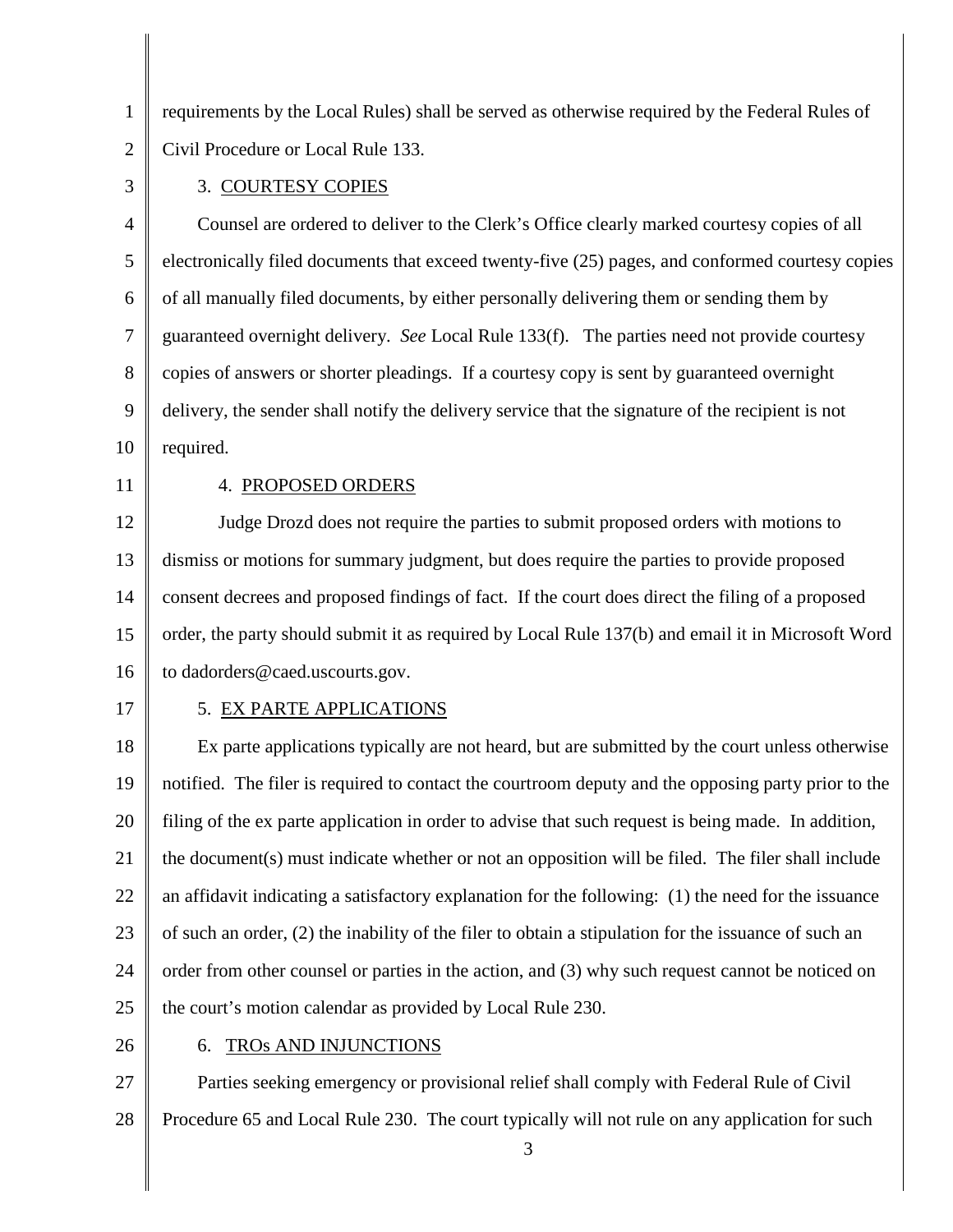requirements by the Local Rules) shall be served as otherwise required by the Federal Rules of Civil Procedure or Local Rule 133.

3. COURTESY COPIES

Counsel are ordered to deliver to the Clerk's Office clearly marked courtesy copies of all electronically filed documents that exceed twenty-five (25) pages, and conformed courtesy copies of all manually filed documents, by either personally delivering them or sending them by guaranteed overnight delivery. *See* Local Rule 133(f). The parties need not provide courtesy copies of answers or shorter pleadings. If a courtesy copy is sent by guaranteed overnight delivery, the sender shall notify the delivery service that the signature of the recipient is not required.

4. PROPOSED ORDERS

Judge Drozd does not require the parties to submit proposed orders with motions to dismiss or motions for summary judgment, but does require the parties to provide proposed consent decrees and proposed findings of fact. If the court does direct the filing of a proposed order, the party should submit it as required by Local Rule 137(b) and email it in Microsoft Word to dadorders@caed.uscourts.gov.

5. EX PARTE APPLICATIONS

Ex parte applications typically are not heard, but are submitted by the court unless otherwise notified. The filer is required to contact the courtroom deputy and the opposing party prior to the filing of the ex parte application in order to advise that such request is being made. In addition, the document(s) must indicate whether or not an opposition will be filed. The filer shall include an affidavit indicating a satisfactory explanation for the following: (1) the need for the issuance of such an order, (2) the inability of the filer to obtain a stipulation for the issuance of such an order from other counsel or parties in the action, and (3) why such request cannot be noticed on the court's motion calendar as provided by Local Rule 230.

6. TROs AND INJUNCTIONS

Parties seeking emergency or provisional relief shall comply with Federal Rule of Civil Procedure 65 and Local Rule 230. The court typically will not rule on any application for such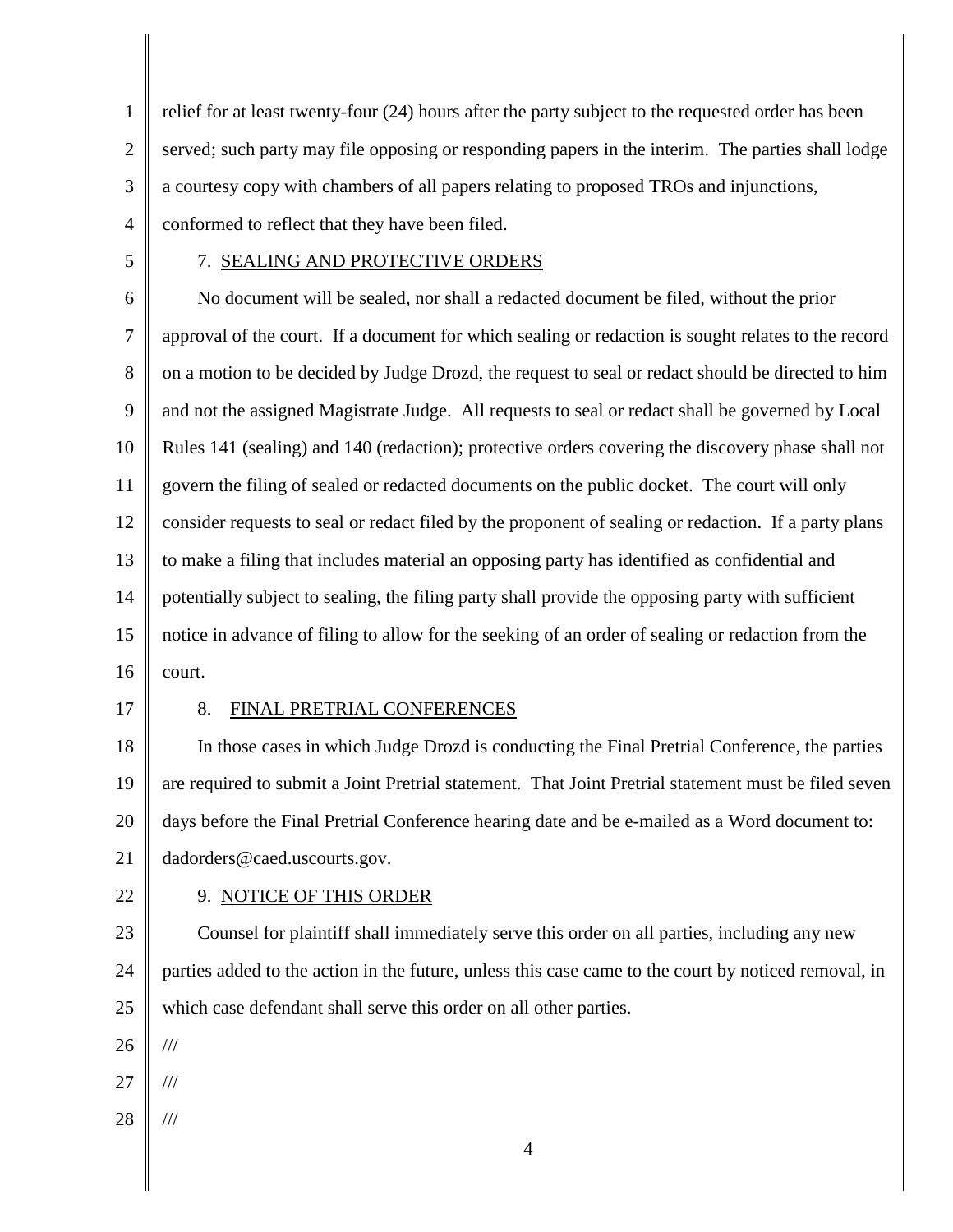relief for at least twenty-four (24) hours after the party subject to the requested order has been served; such party may file opposing or responding papers in the interim. The parties shall lodge a courtesy copy with chambers of all papers relating to proposed TROs and injunctions, conformed to reflect that they have been filed.

7. SEALING AND PROTECTIVE ORDERS

No document will be sealed, nor shall a redacted document be filed, without the prior approval of the court. If a document for which sealing or redaction is sought relates to the record on a motion to be decided by Judge Drozd, the request to seal or redact should be directed to him and not the assigned Magistrate Judge. All requests to seal or redact shall be governed by Local Rules 141 (sealing) and 140 (redaction); protective orders covering the discovery phase shall not govern the filing of sealed or redacted documents on the public docket. The court will only consider requests to seal or redact filed by the proponent of sealing or redaction. If a party plans to make a filing that includes material an opposing party has identified as confidential and potentially subject to sealing, the filing party shall provide the opposing party with sufficient notice in advance of filing to allow for the seeking of an order of sealing or redaction from the court.

8. FINAL PRETRIAL CONFERENCES

In those cases in which Judge Drozd is conducting the Final Pretrial Conference, the parties are required to submit a Joint Pretrial statement. That Joint Pretrial statement must be filed seven days before the Final Pretrial Conference hearing date and be e-mailed as a Word document to: dadorders@caed.uscourts.gov.

9. NOTICE OF THIS ORDER

Counsel for plaintiff shall immediately serve this order on all parties, including any new parties added to the action in the future, unless this case came to the court by noticed removal, in which case defendant shall serve this order on all other parties.

///

///

///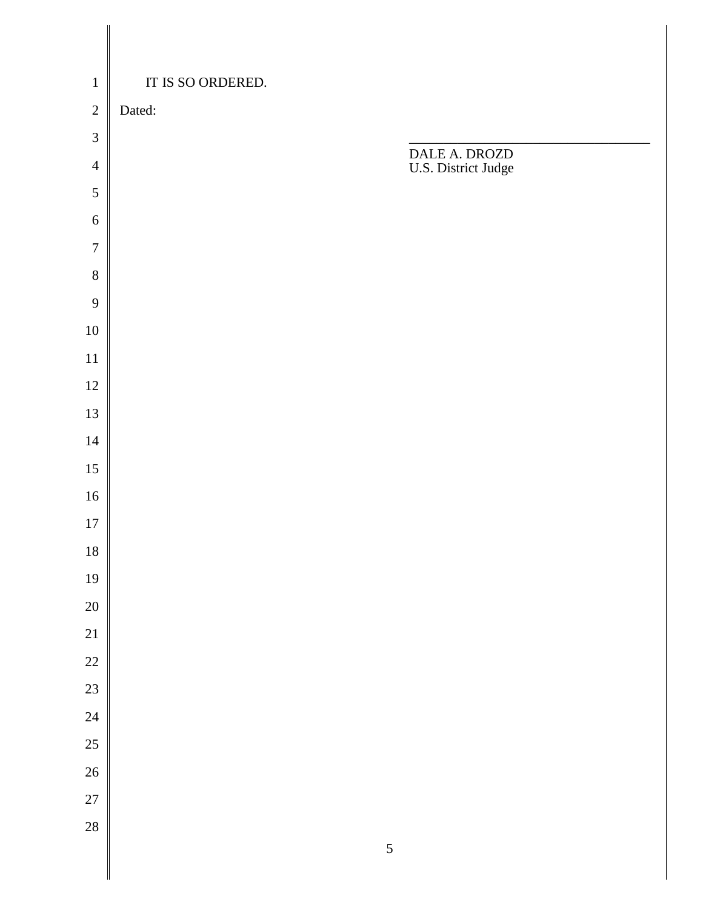IT IS SO ORDERED.

Dated:

\_\_\_\_\_\_\_\_\_\_\_\_\_\_\_\_\_\_\_\_\_\_\_\_\_\_\_\_\_\_\_\_\_\_\_

DALE A. DROZD
U.S. District Judge